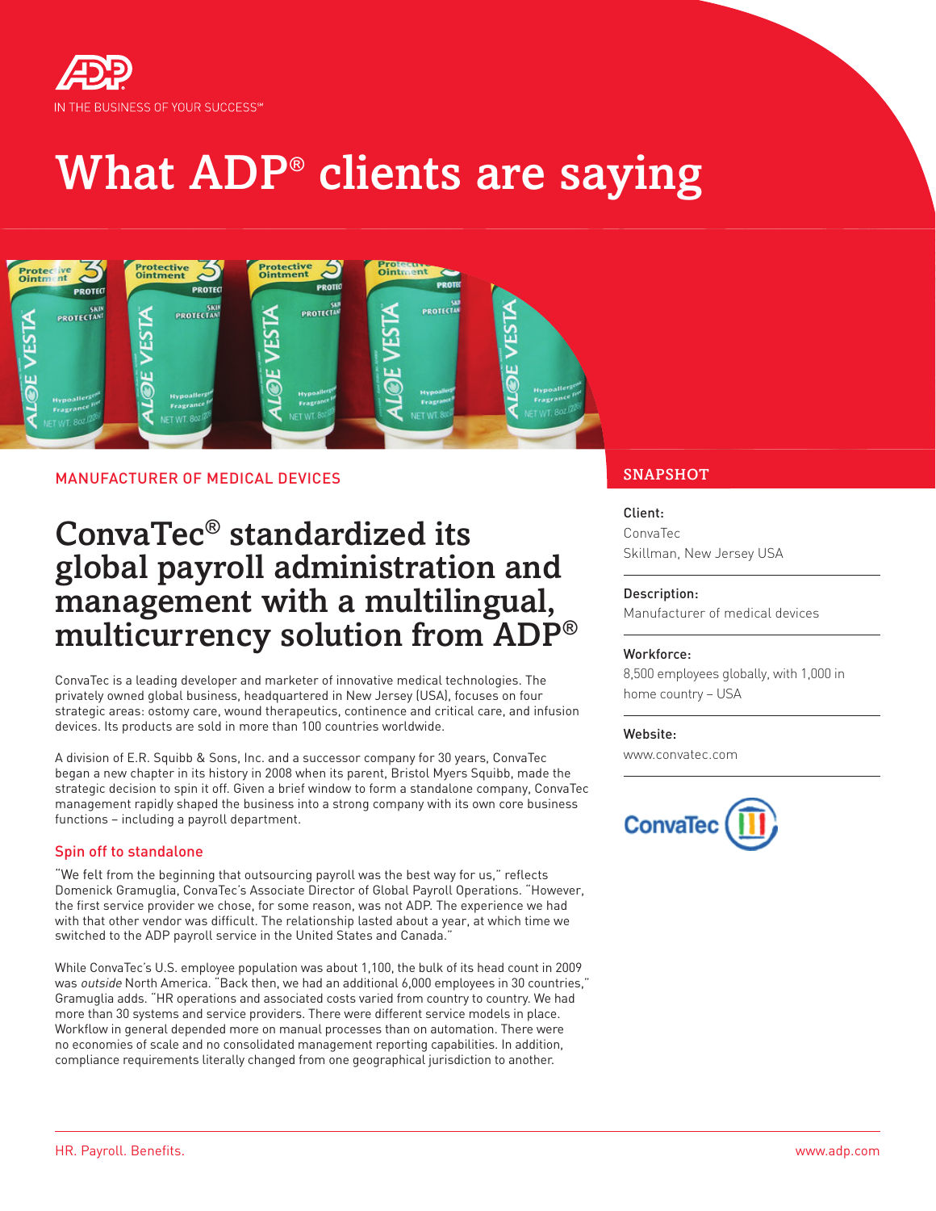IN THE BUSINESS OF YOUR SUCCESS℠

# What ADP® clients are saying

MANUFACTURER OF MEDICAL DEVICES

## ConvaTec® standardized its global payroll administration and management with a multilingual, multicurrency solution from ADP®

ConvaTec is a leading developer and marketer of innovative medical technologies. The privately owned global business, headquartered in New Jersey (USA), focuses on four strategic areas: ostomy care, wound therapeutics, continence and critical care, and infusion devices. Its products are sold in more than 100 countries worldwide.

A division of E.R. Squibb & Sons, Inc. and a successor company for 30 years, ConvaTec began a new chapter in its history in 2008 when its parent, Bristol Myers Squibb, made the strategic decision to spin it off. Given a brief window to form a standalone company, ConvaTec management rapidly shaped the business into a strong company with its own core business functions – including a payroll department.

### Spin off to standalone

"We felt from the beginning that outsourcing payroll was the best way for us," reflects Domenick Gramuglia, ConvaTec's Associate Director of Global Payroll Operations. "However, the first service provider we chose, for some reason, was not ADP. The experience we had with that other vendor was difficult. The relationship lasted about a year, at which time we switched to the ADP payroll service in the United States and Canada."

While ConvaTec's U.S. employee population was about 1,100, the bulk of its head count in 2009 was *outside* North America. "Back then, we had an additional 6,000 employees in 30 countries," Gramuglia adds. "HR operations and associated costs varied from country to country. We had more than 30 systems and service providers. There were different service models in place. Workflow in general depended more on manual processes than on automation. There were no economies of scale and no consolidated management reporting capabilities. In addition, compliance requirements literally changed from one geographical jurisdiction to another.

### SNAPSHOT

**Client:**
ConvaTec
Skillman, New Jersey USA

**Description:**
Manufacturer of medical devices

**Workforce:**
8,500 employees globally, with 1,000 in home country – USA

**Website:**
www.convatec.com

HR. Payroll. Benefits.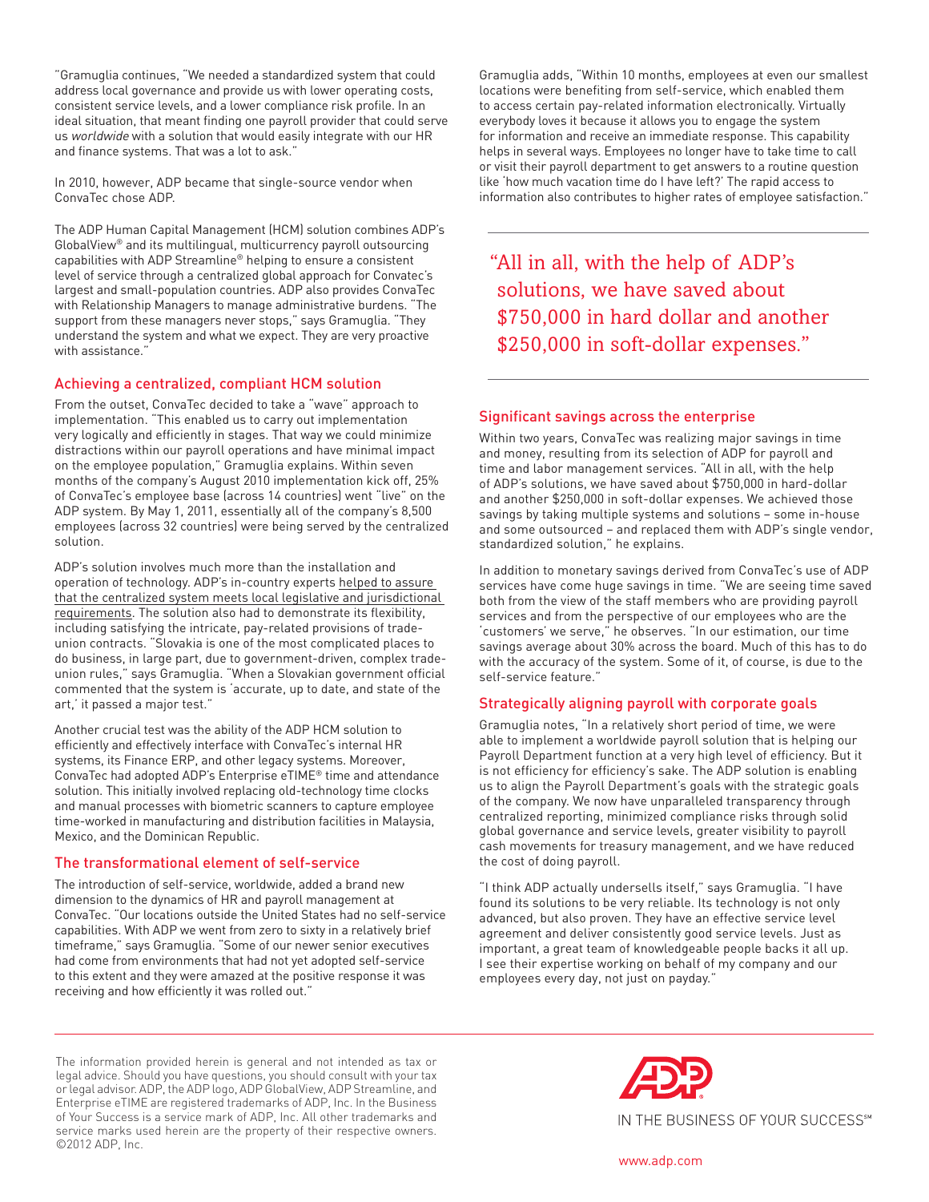"Gramuglia continues, "We needed a standardized system that could address local governance and provide us with lower operating costs, consistent service levels, and a lower compliance risk profile. In an ideal situation, that meant finding one payroll provider that could serve us *worldwide* with a solution that would easily integrate with our HR and finance systems. That was a lot to ask."

In 2010, however, ADP became that single-source vendor when ConvaTec chose ADP.

The ADP Human Capital Management (HCM) solution combines ADP's GlobalView® and its multilingual, multicurrency payroll outsourcing capabilities with ADP Streamline® helping to ensure a consistent level of service through a centralized global approach for Convatec's largest and small-population countries. ADP also provides ConvaTec with Relationship Managers to manage administrative burdens. "The support from these managers never stops," says Gramuglia. "They understand the system and what we expect. They are very proactive with assistance."

## Achieving a centralized, compliant HCM solution

From the outset, ConvaTec decided to take a "wave" approach to implementation. "This enabled us to carry out implementation very logically and efficiently in stages. That way we could minimize distractions within our payroll operations and have minimal impact on the employee population," Gramuglia explains. Within seven months of the company's August 2010 implementation kick off, 25% of ConvaTec's employee base (across 14 countries) went "live" on the ADP system. By May 1, 2011, essentially all of the company's 8,500 employees (across 32 countries) were being served by the centralized solution.

ADP's solution involves much more than the installation and operation of technology. ADP's in-country experts helped to assure that the centralized system meets local legislative and jurisdictional requirements. The solution also had to demonstrate its flexibility, including satisfying the intricate, pay-related provisions of trade-union contracts. "Slovakia is one of the most complicated places to do business, in large part, due to government-driven, complex trade-union rules," says Gramuglia. "When a Slovakian government official commented that the system is 'accurate, up to date, and state of the art,' it passed a major test."

Another crucial test was the ability of the ADP HCM solution to efficiently and effectively interface with ConvaTec's internal HR systems, its Finance ERP, and other legacy systems. Moreover, ConvaTec had adopted ADP's Enterprise eTIME® time and attendance solution. This initially involved replacing old-technology time clocks and manual processes with biometric scanners to capture employee time-worked in manufacturing and distribution facilities in Malaysia, Mexico, and the Dominican Republic.

## The transformational element of self-service

The introduction of self-service, worldwide, added a brand new dimension to the dynamics of HR and payroll management at ConvaTec. "Our locations outside the United States had no self-service capabilities. With ADP we went from zero to sixty in a relatively brief timeframe," says Gramuglia. "Some of our newer senior executives had come from environments that had not yet adopted self-service to this extent and they were amazed at the positive response it was receiving and how efficiently it was rolled out."

Gramuglia adds, "Within 10 months, employees at even our smallest locations were benefiting from self-service, which enabled them to access certain pay-related information electronically. Virtually everybody loves it because it allows you to engage the system for information and receive an immediate response. This capability helps in several ways. Employees no longer have to take time to call or visit their payroll department to get answers to a routine question like 'how much vacation time do I have left?' The rapid access to information also contributes to higher rates of employee satisfaction."

> "All in all, with the help of ADP's solutions, we have saved about $750,000 in hard dollar and another $250,000 in soft-dollar expenses."

## Significant savings across the enterprise

Within two years, ConvaTec was realizing major savings in time and money, resulting from its selection of ADP for payroll and time and labor management services. "All in all, with the help of ADP's solutions, we have saved about $750,000 in hard-dollar and another $250,000 in soft-dollar expenses. We achieved those savings by taking multiple systems and solutions – some in-house and some outsourced – and replaced them with ADP's single vendor, standardized solution," he explains.

In addition to monetary savings derived from ConvaTec's use of ADP services have come huge savings in time. "We are seeing time saved both from the view of the staff members who are providing payroll services and from the perspective of our employees who are the 'customers' we serve," he observes. "In our estimation, our time savings average about 30% across the board. Much of this has to do with the accuracy of the system. Some of it, of course, is due to the self-service feature."

## Strategically aligning payroll with corporate goals

Gramuglia notes, "In a relatively short period of time, we were able to implement a worldwide payroll solution that is helping our Payroll Department function at a very high level of efficiency. But it is not efficiency for efficiency's sake. The ADP solution is enabling us to align the Payroll Department's goals with the strategic goals of the company. We now have unparalleled transparency through centralized reporting, minimized compliance risks through solid global governance and service levels, greater visibility to payroll cash movements for treasury management, and we have reduced the cost of doing payroll.

"I think ADP actually undersells itself," says Gramuglia. "I have found its solutions to be very reliable. Its technology is not only advanced, but also proven. They have an effective service level agreement and deliver consistently good service levels. Just as important, a great team of knowledgeable people backs it all up. I see their expertise working on behalf of my company and our employees every day, not just on payday."

---

The information provided herein is general and not intended as tax or legal advice. Should you have questions, you should consult with your tax or legal advisor. ADP, the ADP logo, ADP GlobalView, ADP Streamline, and Enterprise eTIME are registered trademarks of ADP, Inc. In the Business of Your Success is a service mark of ADP, Inc. All other trademarks and service marks used herein are the property of their respective owners. ©2012 ADP, Inc.

ADP®

IN THE BUSINESS OF YOUR SUCCESS℠

www.adp.com